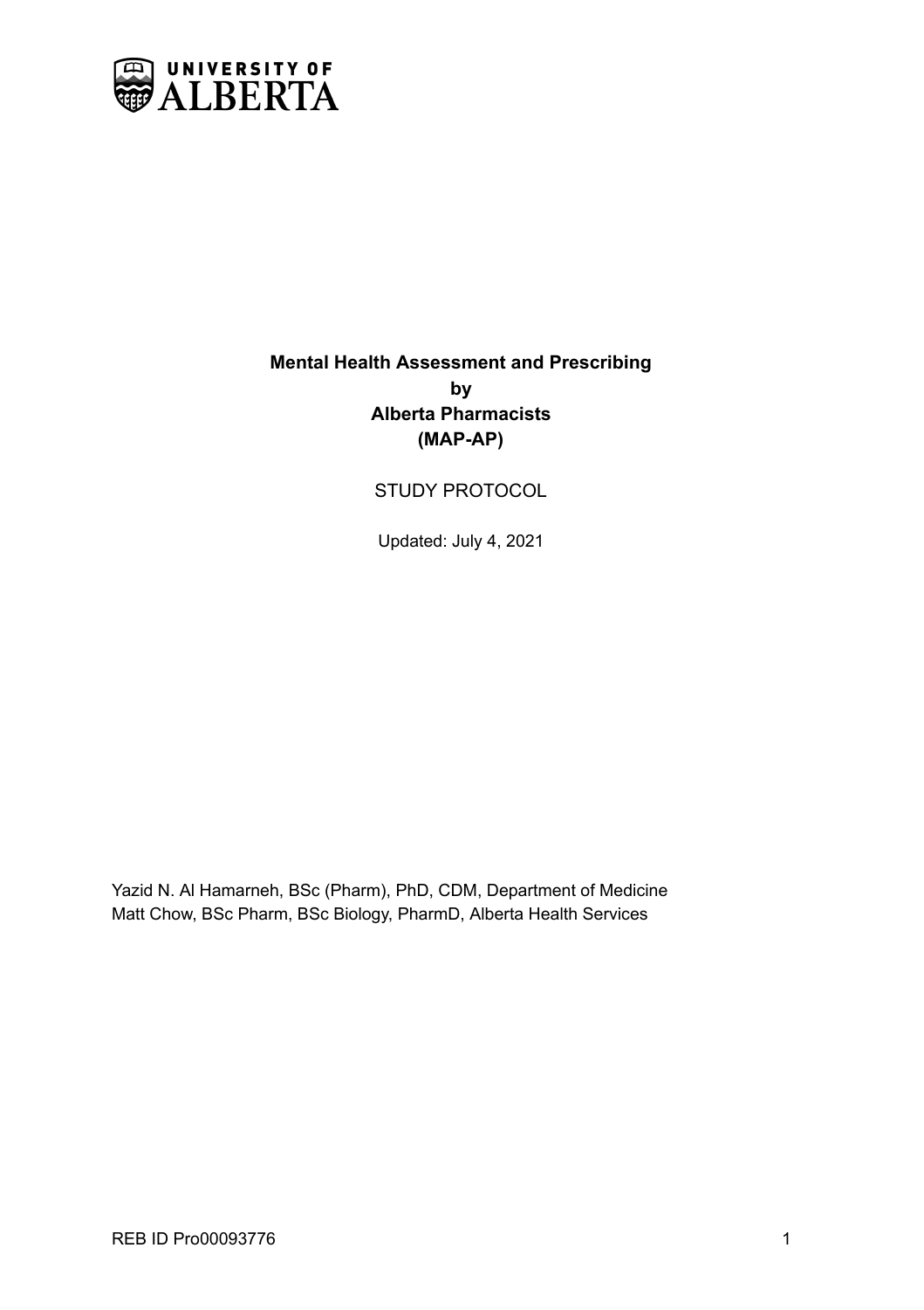# Mental Health Assessment and Prescribing by Alberta Pharmacists (MAP-AP)

STUDY PROTOCOL

Updated: July 4, 2021

Yazid N. Al Hamarneh, BSc (Pharm), PhD, CDM, Department of Medicine
Matt Chow, BSc Pharm, BSc Biology, PharmD, Alberta Health Services

REB ID Pro00093776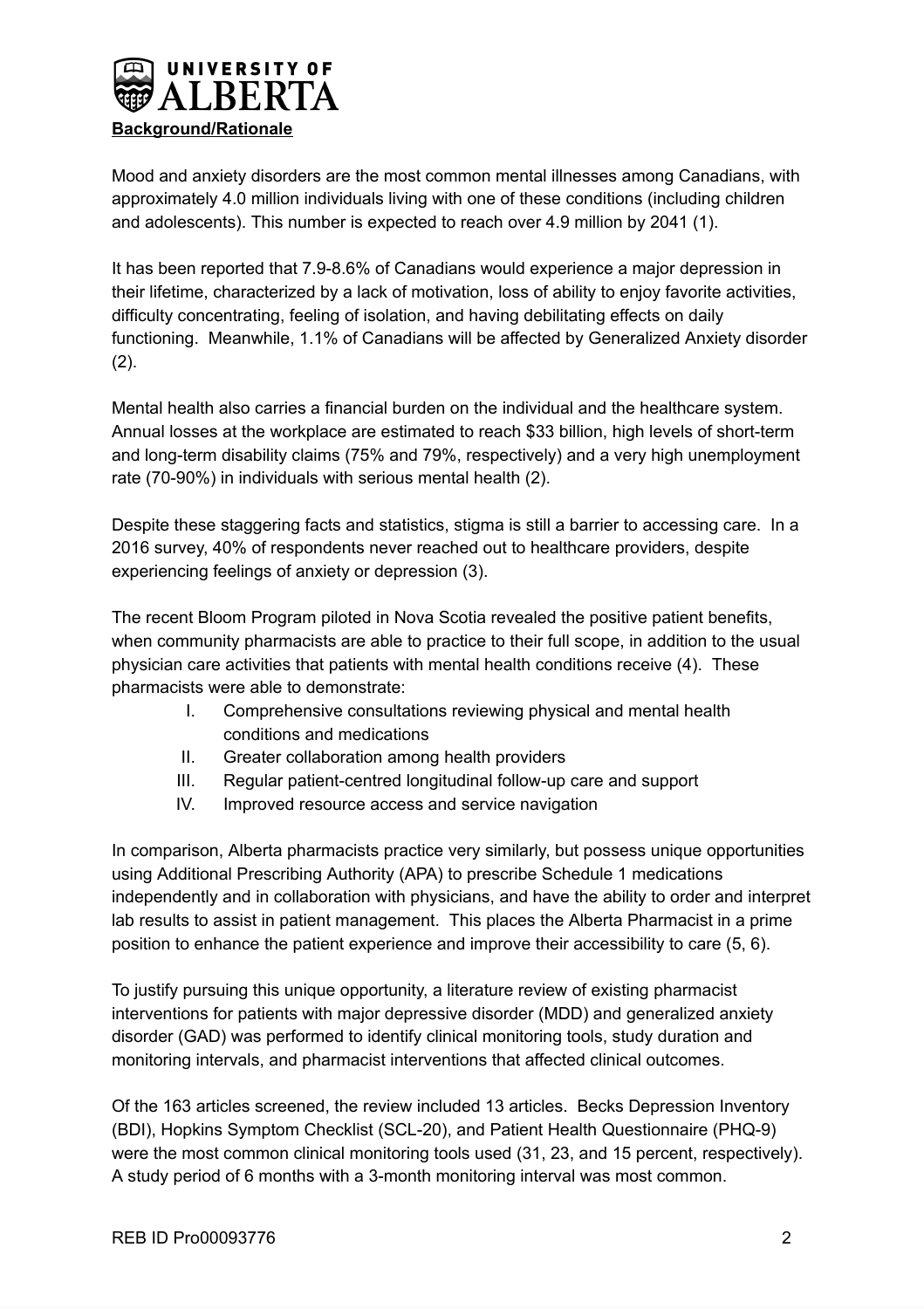## Background/Rationale

Mood and anxiety disorders are the most common mental illnesses among Canadians, with approximately 4.0 million individuals living with one of these conditions (including children and adolescents). This number is expected to reach over 4.9 million by 2041 (1).

It has been reported that 7.9-8.6% of Canadians would experience a major depression in their lifetime, characterized by a lack of motivation, loss of ability to enjoy favorite activities, difficulty concentrating, feeling of isolation, and having debilitating effects on daily functioning. Meanwhile, 1.1% of Canadians will be affected by Generalized Anxiety disorder (2).

Mental health also carries a financial burden on the individual and the healthcare system. Annual losses at the workplace are estimated to reach $33 billion, high levels of short-term and long-term disability claims (75% and 79%, respectively) and a very high unemployment rate (70-90%) in individuals with serious mental health (2).

Despite these staggering facts and statistics, stigma is still a barrier to accessing care. In a 2016 survey, 40% of respondents never reached out to healthcare providers, despite experiencing feelings of anxiety or depression (3).

The recent Bloom Program piloted in Nova Scotia revealed the positive patient benefits, when community pharmacists are able to practice to their full scope, in addition to the usual physician care activities that patients with mental health conditions receive (4). These pharmacists were able to demonstrate:

I. Comprehensive consultations reviewing physical and mental health conditions and medications
II. Greater collaboration among health providers
III. Regular patient-centred longitudinal follow-up care and support
IV. Improved resource access and service navigation

In comparison, Alberta pharmacists practice very similarly, but possess unique opportunities using Additional Prescribing Authority (APA) to prescribe Schedule 1 medications independently and in collaboration with physicians, and have the ability to order and interpret lab results to assist in patient management. This places the Alberta Pharmacist in a prime position to enhance the patient experience and improve their accessibility to care (5, 6).

To justify pursuing this unique opportunity, a literature review of existing pharmacist interventions for patients with major depressive disorder (MDD) and generalized anxiety disorder (GAD) was performed to identify clinical monitoring tools, study duration and monitoring intervals, and pharmacist interventions that affected clinical outcomes.

Of the 163 articles screened, the review included 13 articles. Becks Depression Inventory (BDI), Hopkins Symptom Checklist (SCL-20), and Patient Health Questionnaire (PHQ-9) were the most common clinical monitoring tools used (31, 23, and 15 percent, respectively). A study period of 6 months with a 3-month monitoring interval was most common.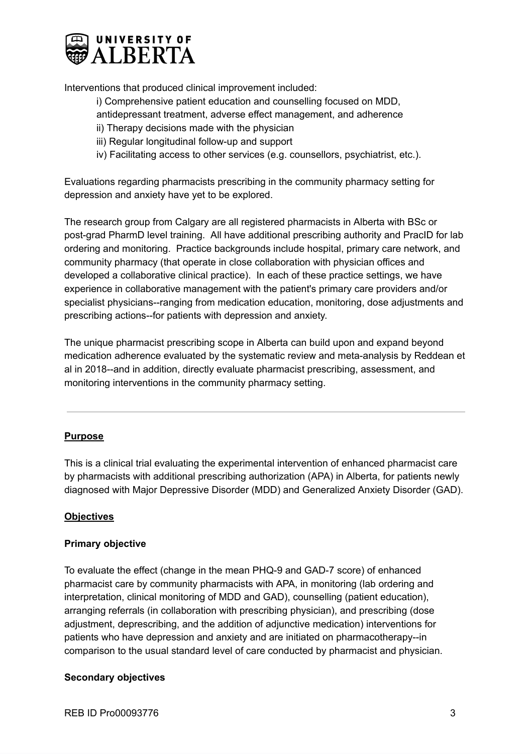Interventions that produced clinical improvement included:

i) Comprehensive patient education and counselling focused on MDD, antidepressant treatment, adverse effect management, and adherence
ii) Therapy decisions made with the physician
iii) Regular longitudinal follow-up and support
iv) Facilitating access to other services (e.g. counsellors, psychiatrist, etc.).

Evaluations regarding pharmacists prescribing in the community pharmacy setting for depression and anxiety have yet to be explored.

The research group from Calgary are all registered pharmacists in Alberta with BSc or post-grad PharmD level training. All have additional prescribing authority and PracID for lab ordering and monitoring. Practice backgrounds include hospital, primary care network, and community pharmacy (that operate in close collaboration with physician offices and developed a collaborative clinical practice). In each of these practice settings, we have experience in collaborative management with the patient's primary care providers and/or specialist physicians--ranging from medication education, monitoring, dose adjustments and prescribing actions--for patients with depression and anxiety.

The unique pharmacist prescribing scope in Alberta can build upon and expand beyond medication adherence evaluated by the systematic review and meta-analysis by Reddean et al in 2018--and in addition, directly evaluate pharmacist prescribing, assessment, and monitoring interventions in the community pharmacy setting.

---

## Purpose

This is a clinical trial evaluating the experimental intervention of enhanced pharmacist care by pharmacists with additional prescribing authorization (APA) in Alberta, for patients newly diagnosed with Major Depressive Disorder (MDD) and Generalized Anxiety Disorder (GAD).

## Objectives

### Primary objective

To evaluate the effect (change in the mean PHQ-9 and GAD-7 score) of enhanced pharmacist care by community pharmacists with APA, in monitoring (lab ordering and interpretation, clinical monitoring of MDD and GAD), counselling (patient education), arranging referrals (in collaboration with prescribing physician), and prescribing (dose adjustment, deprescribing, and the addition of adjunctive medication) interventions for patients who have depression and anxiety and are initiated on pharmacotherapy--in comparison to the usual standard level of care conducted by pharmacist and physician.

### Secondary objectives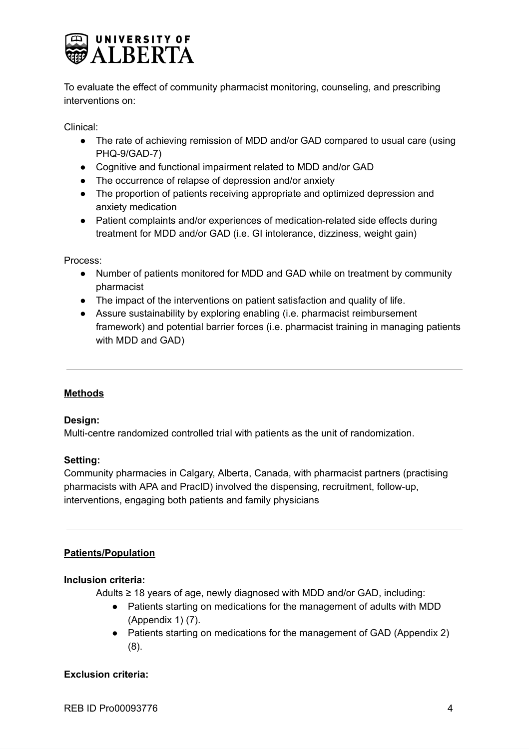To evaluate the effect of community pharmacist monitoring, counseling, and prescribing interventions on:

Clinical:

- The rate of achieving remission of MDD and/or GAD compared to usual care (using PHQ-9/GAD-7)
- Cognitive and functional impairment related to MDD and/or GAD
- The occurrence of relapse of depression and/or anxiety
- The proportion of patients receiving appropriate and optimized depression and anxiety medication
- Patient complaints and/or experiences of medication-related side effects during treatment for MDD and/or GAD (i.e. GI intolerance, dizziness, weight gain)

Process:

- Number of patients monitored for MDD and GAD while on treatment by community pharmacist
- The impact of the interventions on patient satisfaction and quality of life.
- Assure sustainability by exploring enabling (i.e. pharmacist reimbursement framework) and potential barrier forces (i.e. pharmacist training in managing patients with MDD and GAD)

---

## Methods

**Design:**
Multi-centre randomized controlled trial with patients as the unit of randomization.

**Setting:**
Community pharmacies in Calgary, Alberta, Canada, with pharmacist partners (practising pharmacists with APA and PracID) involved the dispensing, recruitment, follow-up, interventions, engaging both patients and family physicians

---

## Patients/Population

**Inclusion criteria:**

Adults ≥ 18 years of age, newly diagnosed with MDD and/or GAD, including:

- Patients starting on medications for the management of adults with MDD (Appendix 1) (7).
- Patients starting on medications for the management of GAD (Appendix 2) (8).

**Exclusion criteria:**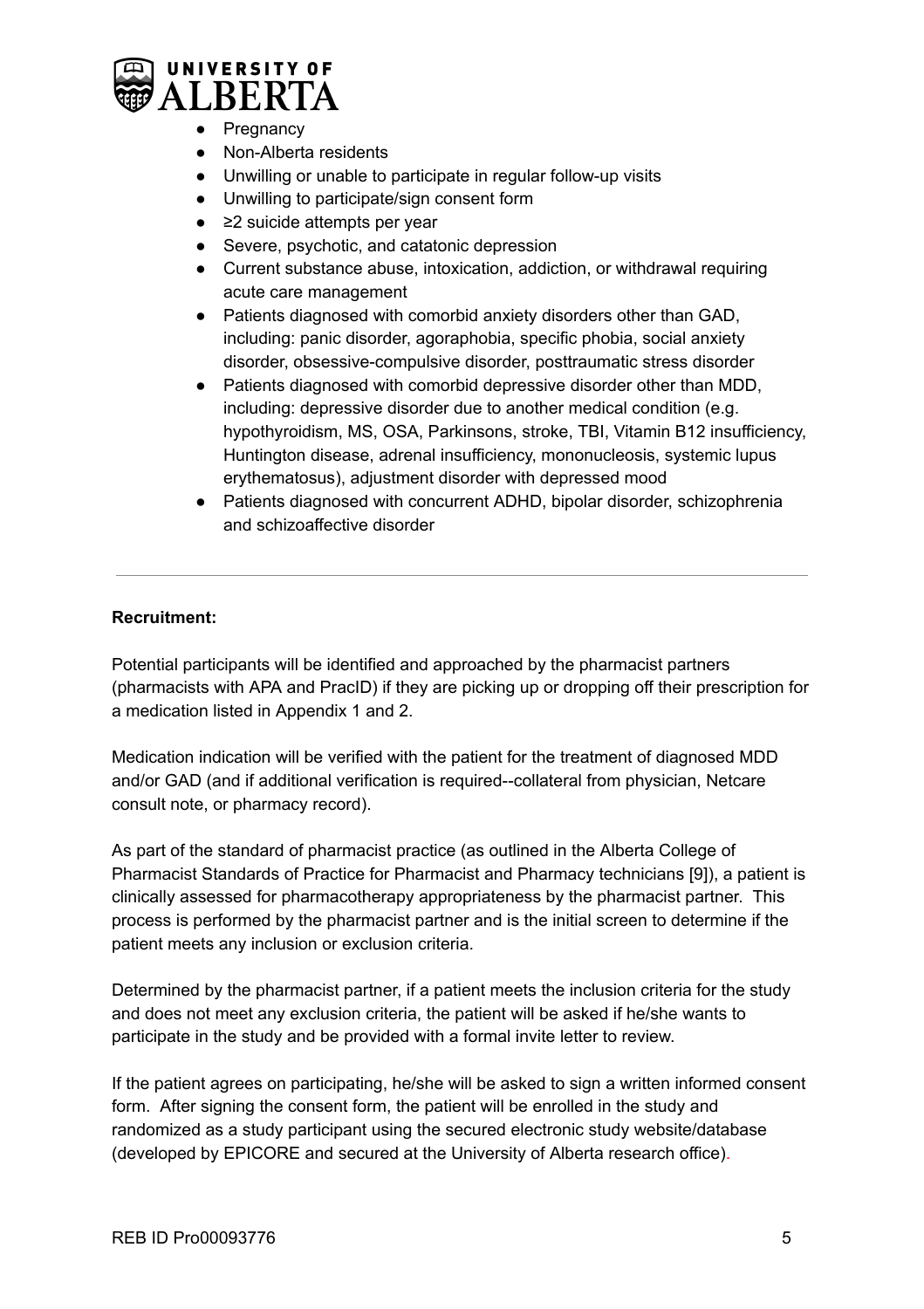- Pregnancy
- Non-Alberta residents
- Unwilling or unable to participate in regular follow-up visits
- Unwilling to participate/sign consent form
- ≥2 suicide attempts per year
- Severe, psychotic, and catatonic depression
- Current substance abuse, intoxication, addiction, or withdrawal requiring acute care management
- Patients diagnosed with comorbid anxiety disorders other than GAD, including: panic disorder, agoraphobia, specific phobia, social anxiety disorder, obsessive-compulsive disorder, posttraumatic stress disorder
- Patients diagnosed with comorbid depressive disorder other than MDD, including: depressive disorder due to another medical condition (e.g. hypothyroidism, MS, OSA, Parkinsons, stroke, TBI, Vitamin B12 insufficiency, Huntington disease, adrenal insufficiency, mononucleosis, systemic lupus erythematosus), adjustment disorder with depressed mood
- Patients diagnosed with concurrent ADHD, bipolar disorder, schizophrenia and schizoaffective disorder

---

**Recruitment:**

Potential participants will be identified and approached by the pharmacist partners (pharmacists with APA and PracID) if they are picking up or dropping off their prescription for a medication listed in Appendix 1 and 2.

Medication indication will be verified with the patient for the treatment of diagnosed MDD and/or GAD (and if additional verification is required--collateral from physician, Netcare consult note, or pharmacy record).

As part of the standard of pharmacist practice (as outlined in the Alberta College of Pharmacist Standards of Practice for Pharmacist and Pharmacy technicians [9]), a patient is clinically assessed for pharmacotherapy appropriateness by the pharmacist partner. This process is performed by the pharmacist partner and is the initial screen to determine if the patient meets any inclusion or exclusion criteria.

Determined by the pharmacist partner, if a patient meets the inclusion criteria for the study and does not meet any exclusion criteria, the patient will be asked if he/she wants to participate in the study and be provided with a formal invite letter to review.

If the patient agrees on participating, he/she will be asked to sign a written informed consent form. After signing the consent form, the patient will be enrolled in the study and randomized as a study participant using the secured electronic study website/database (developed by EPICORE and secured at the University of Alberta research office).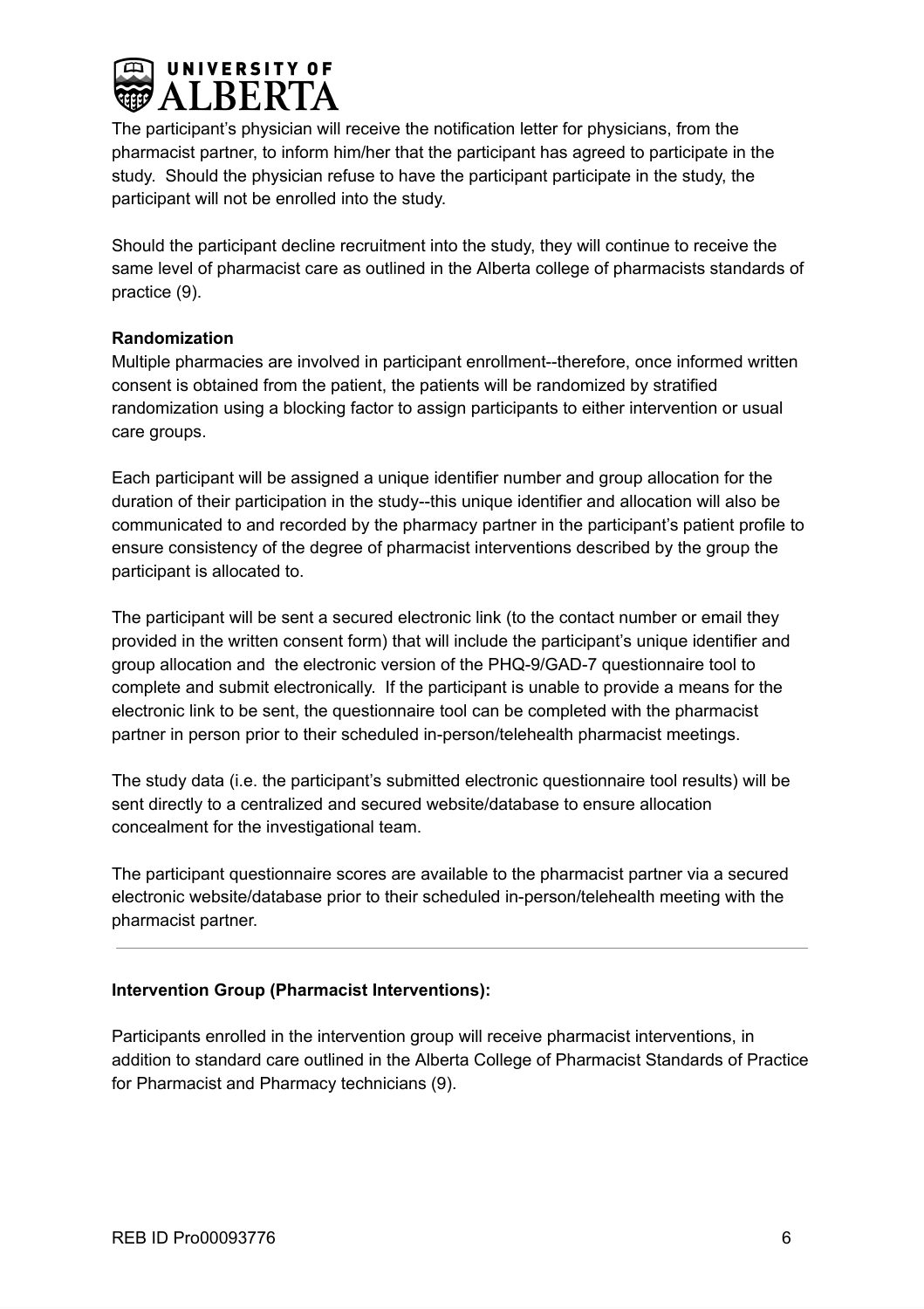The participant's physician will receive the notification letter for physicians, from the pharmacist partner, to inform him/her that the participant has agreed to participate in the study. Should the physician refuse to have the participant participate in the study, the participant will not be enrolled into the study.

Should the participant decline recruitment into the study, they will continue to receive the same level of pharmacist care as outlined in the Alberta college of pharmacists standards of practice (9).

**Randomization**

Multiple pharmacies are involved in participant enrollment--therefore, once informed written consent is obtained from the patient, the patients will be randomized by stratified randomization using a blocking factor to assign participants to either intervention or usual care groups.

Each participant will be assigned a unique identifier number and group allocation for the duration of their participation in the study--this unique identifier and allocation will also be communicated to and recorded by the pharmacy partner in the participant's patient profile to ensure consistency of the degree of pharmacist interventions described by the group the participant is allocated to.

The participant will be sent a secured electronic link (to the contact number or email they provided in the written consent form) that will include the participant's unique identifier and group allocation and the electronic version of the PHQ-9/GAD-7 questionnaire tool to complete and submit electronically. If the participant is unable to provide a means for the electronic link to be sent, the questionnaire tool can be completed with the pharmacist partner in person prior to their scheduled in-person/telehealth pharmacist meetings.

The study data (i.e. the participant's submitted electronic questionnaire tool results) will be sent directly to a centralized and secured website/database to ensure allocation concealment for the investigational team.

The participant questionnaire scores are available to the pharmacist partner via a secured electronic website/database prior to their scheduled in-person/telehealth meeting with the pharmacist partner.

---

**Intervention Group (Pharmacist Interventions):**

Participants enrolled in the intervention group will receive pharmacist interventions, in addition to standard care outlined in the Alberta College of Pharmacist Standards of Practice for Pharmacist and Pharmacy technicians (9).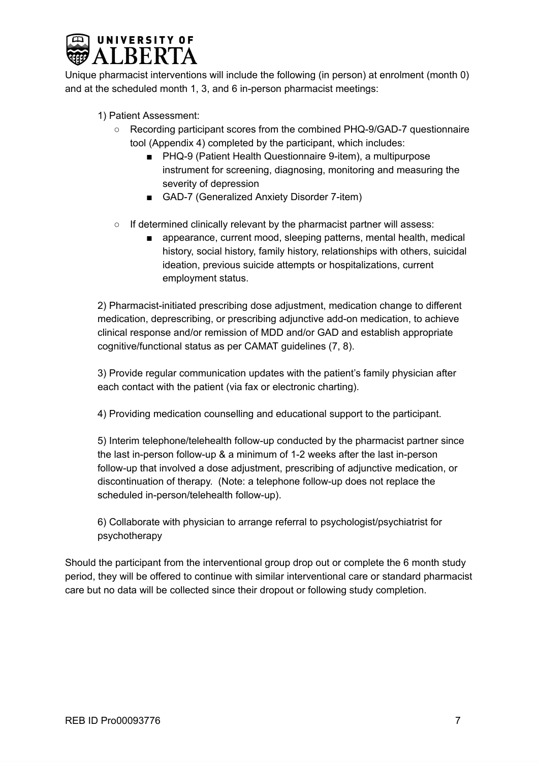Unique pharmacist interventions will include the following (in person) at enrolment (month 0) and at the scheduled month 1, 3, and 6 in-person pharmacist meetings:

1) Patient Assessment:
   - Recording participant scores from the combined PHQ-9/GAD-7 questionnaire tool (Appendix 4) completed by the participant, which includes:
     - PHQ-9 (Patient Health Questionnaire 9-item), a multipurpose instrument for screening, diagnosing, monitoring and measuring the severity of depression
     - GAD-7 (Generalized Anxiety Disorder 7-item)
   - If determined clinically relevant by the pharmacist partner will assess:
     - appearance, current mood, sleeping patterns, mental health, medical history, social history, family history, relationships with others, suicidal ideation, previous suicide attempts or hospitalizations, current employment status.

2) Pharmacist-initiated prescribing dose adjustment, medication change to different medication, deprescribing, or prescribing adjunctive add-on medication, to achieve clinical response and/or remission of MDD and/or GAD and establish appropriate cognitive/functional status as per CAMAT guidelines (7, 8).

3) Provide regular communication updates with the patient's family physician after each contact with the patient (via fax or electronic charting).

4) Providing medication counselling and educational support to the participant.

5) Interim telephone/telehealth follow-up conducted by the pharmacist partner since the last in-person follow-up & a minimum of 1-2 weeks after the last in-person follow-up that involved a dose adjustment, prescribing of adjunctive medication, or discontinuation of therapy. (Note: a telephone follow-up does not replace the scheduled in-person/telehealth follow-up).

6) Collaborate with physician to arrange referral to psychologist/psychiatrist for psychotherapy

Should the participant from the interventional group drop out or complete the 6 month study period, they will be offered to continue with similar interventional care or standard pharmacist care but no data will be collected since their dropout or following study completion.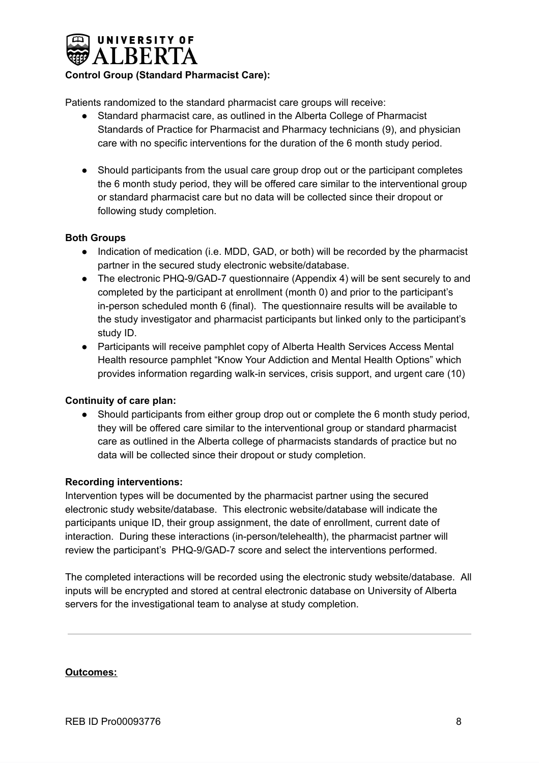**Control Group (Standard Pharmacist Care):**

Patients randomized to the standard pharmacist care groups will receive:

- Standard pharmacist care, as outlined in the Alberta College of Pharmacist Standards of Practice for Pharmacist and Pharmacy technicians (9), and physician care with no specific interventions for the duration of the 6 month study period.

- Should participants from the usual care group drop out or the participant completes the 6 month study period, they will be offered care similar to the interventional group or standard pharmacist care but no data will be collected since their dropout or following study completion.

**Both Groups**

- Indication of medication (i.e. MDD, GAD, or both) will be recorded by the pharmacist partner in the secured study electronic website/database.
- The electronic PHQ-9/GAD-7 questionnaire (Appendix 4) will be sent securely to and completed by the participant at enrollment (month 0) and prior to the participant's in-person scheduled month 6 (final). The questionnaire results will be available to the study investigator and pharmacist participants but linked only to the participant's study ID.
- Participants will receive pamphlet copy of Alberta Health Services Access Mental Health resource pamphlet "Know Your Addiction and Mental Health Options" which provides information regarding walk-in services, crisis support, and urgent care (10)

**Continuity of care plan:**

- Should participants from either group drop out or complete the 6 month study period, they will be offered care similar to the interventional group or standard pharmacist care as outlined in the Alberta college of pharmacists standards of practice but no data will be collected since their dropout or study completion.

**Recording interventions:**

Intervention types will be documented by the pharmacist partner using the secured electronic study website/database. This electronic website/database will indicate the participants unique ID, their group assignment, the date of enrollment, current date of interaction. During these interactions (in-person/telehealth), the pharmacist partner will review the participant's PHQ-9/GAD-7 score and select the interventions performed.

The completed interactions will be recorded using the electronic study website/database. All inputs will be encrypted and stored at central electronic database on University of Alberta servers for the investigational team to analyse at study completion.

---

**Outcomes:**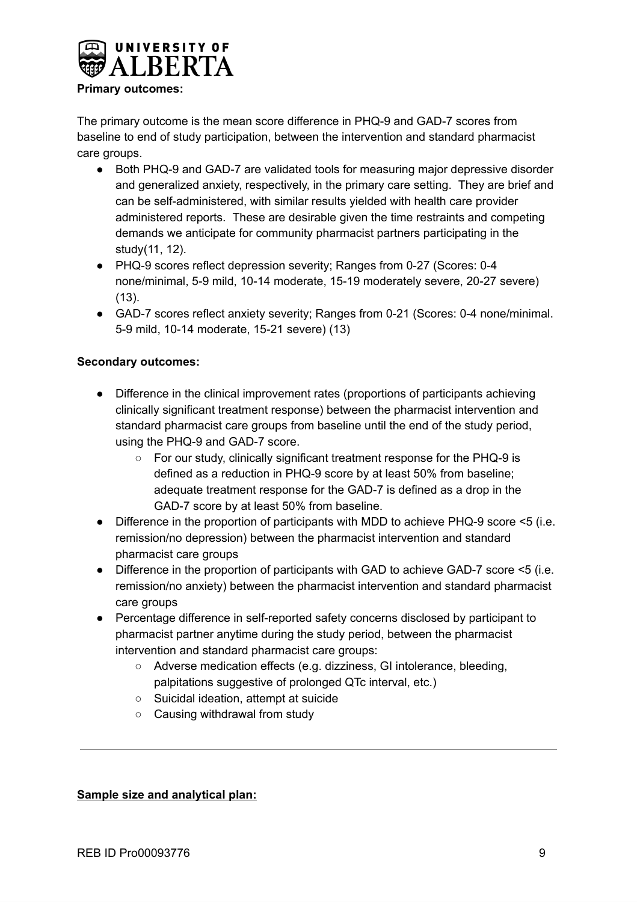**Primary outcomes:**

The primary outcome is the mean score difference in PHQ-9 and GAD-7 scores from baseline to end of study participation, between the intervention and standard pharmacist care groups.

- Both PHQ-9 and GAD-7 are validated tools for measuring major depressive disorder and generalized anxiety, respectively, in the primary care setting. They are brief and can be self-administered, with similar results yielded with health care provider administered reports. These are desirable given the time restraints and competing demands we anticipate for community pharmacist partners participating in the study(11, 12).
- PHQ-9 scores reflect depression severity; Ranges from 0-27 (Scores: 0-4 none/minimal, 5-9 mild, 10-14 moderate, 15-19 moderately severe, 20-27 severe) (13).
- GAD-7 scores reflect anxiety severity; Ranges from 0-21 (Scores: 0-4 none/minimal. 5-9 mild, 10-14 moderate, 15-21 severe) (13)

**Secondary outcomes:**

- Difference in the clinical improvement rates (proportions of participants achieving clinically significant treatment response) between the pharmacist intervention and standard pharmacist care groups from baseline until the end of the study period, using the PHQ-9 and GAD-7 score.
  - For our study, clinically significant treatment response for the PHQ-9 is defined as a reduction in PHQ-9 score by at least 50% from baseline; adequate treatment response for the GAD-7 is defined as a drop in the GAD-7 score by at least 50% from baseline.
- Difference in the proportion of participants with MDD to achieve PHQ-9 score <5 (i.e. remission/no depression) between the pharmacist intervention and standard pharmacist care groups
- Difference in the proportion of participants with GAD to achieve GAD-7 score <5 (i.e. remission/no anxiety) between the pharmacist intervention and standard pharmacist care groups
- Percentage difference in self-reported safety concerns disclosed by participant to pharmacist partner anytime during the study period, between the pharmacist intervention and standard pharmacist care groups:
  - Adverse medication effects (e.g. dizziness, GI intolerance, bleeding, palpitations suggestive of prolonged QTc interval, etc.)
  - Suicidal ideation, attempt at suicide
  - Causing withdrawal from study

---

**Sample size and analytical plan:**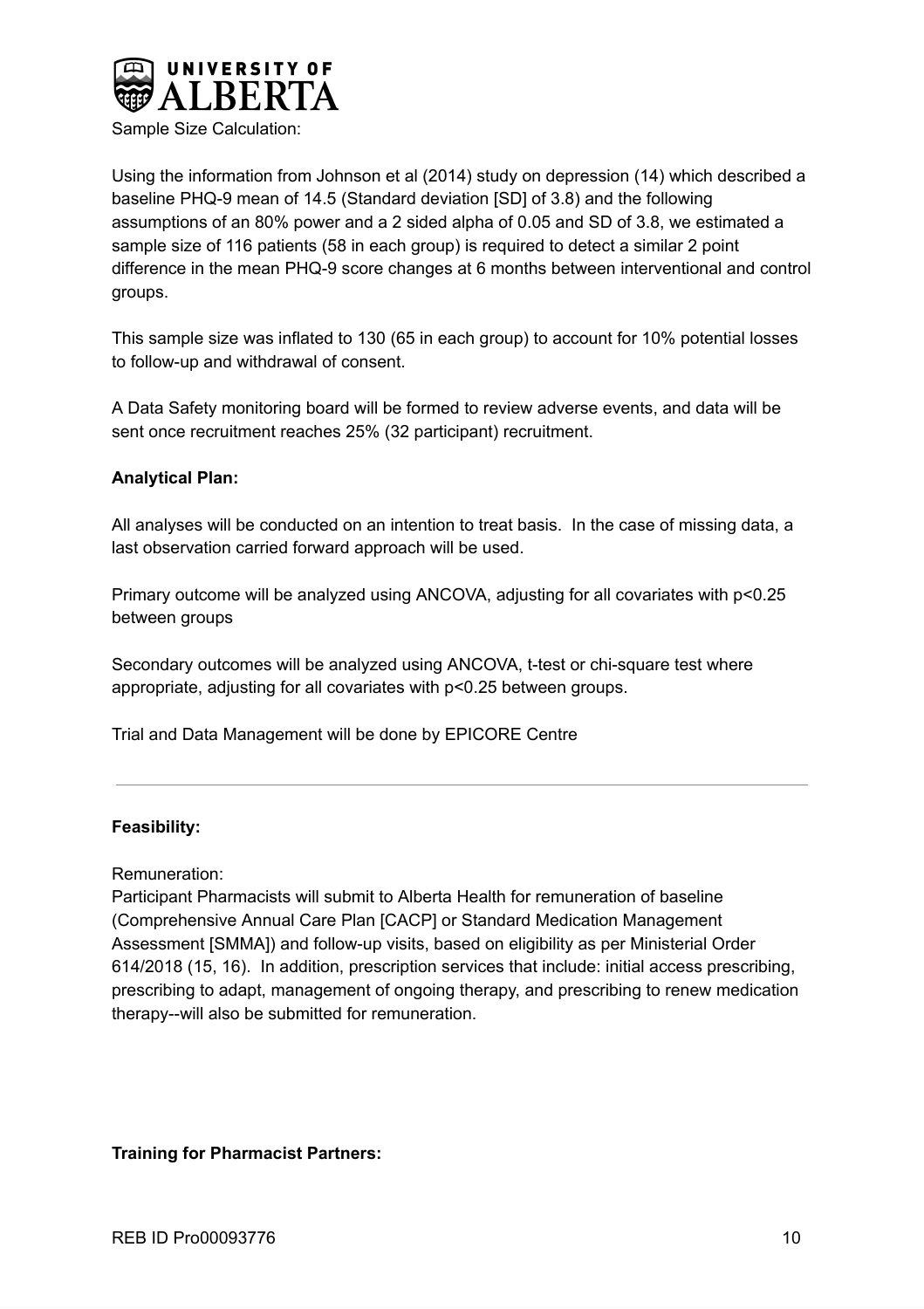Sample Size Calculation:

Using the information from Johnson et al (2014) study on depression (14) which described a baseline PHQ-9 mean of 14.5 (Standard deviation [SD] of 3.8) and the following assumptions of an 80% power and a 2 sided alpha of 0.05 and SD of 3.8, we estimated a sample size of 116 patients (58 in each group) is required to detect a similar 2 point difference in the mean PHQ-9 score changes at 6 months between interventional and control groups.

This sample size was inflated to 130 (65 in each group) to account for 10% potential losses to follow-up and withdrawal of consent.

A Data Safety monitoring board will be formed to review adverse events, and data will be sent once recruitment reaches 25% (32 participant) recruitment.

**Analytical Plan:**

All analyses will be conducted on an intention to treat basis. In the case of missing data, a last observation carried forward approach will be used.

Primary outcome will be analyzed using ANCOVA, adjusting for all covariates with $p<0.25$ between groups

Secondary outcomes will be analyzed using ANCOVA, t-test or chi-square test where appropriate, adjusting for all covariates with $p<0.25$ between groups.

Trial and Data Management will be done by EPICORE Centre

---

**Feasibility:**

Remuneration:
Participant Pharmacists will submit to Alberta Health for remuneration of baseline (Comprehensive Annual Care Plan [CACP] or Standard Medication Management Assessment [SMMA]) and follow-up visits, based on eligibility as per Ministerial Order 614/2018 (15, 16). In addition, prescription services that include: initial access prescribing, prescribing to adapt, management of ongoing therapy, and prescribing to renew medication therapy--will also be submitted for remuneration.

**Training for Pharmacist Partners:**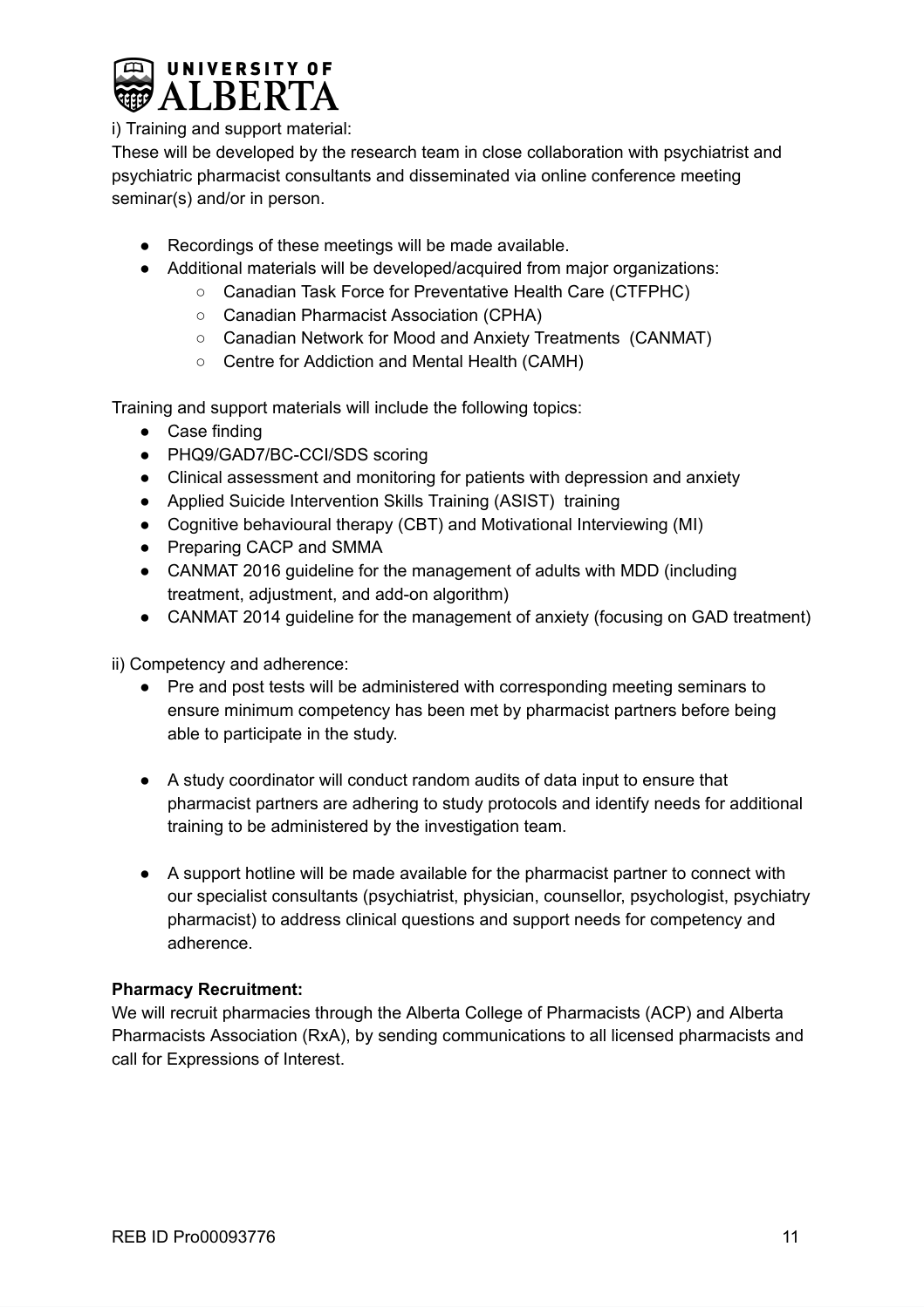i) Training and support material:

These will be developed by the research team in close collaboration with psychiatrist and psychiatric pharmacist consultants and disseminated via online conference meeting seminar(s) and/or in person.

- Recordings of these meetings will be made available.
- Additional materials will be developed/acquired from major organizations:
    - Canadian Task Force for Preventative Health Care (CTFPHC)
    - Canadian Pharmacist Association (CPHA)
    - Canadian Network for Mood and Anxiety Treatments (CANMAT)
    - Centre for Addiction and Mental Health (CAMH)

Training and support materials will include the following topics:

- Case finding
- PHQ9/GAD7/BC-CCI/SDS scoring
- Clinical assessment and monitoring for patients with depression and anxiety
- Applied Suicide Intervention Skills Training (ASIST) training
- Cognitive behavioural therapy (CBT) and Motivational Interviewing (MI)
- Preparing CACP and SMMA
- CANMAT 2016 guideline for the management of adults with MDD (including treatment, adjustment, and add-on algorithm)
- CANMAT 2014 guideline for the management of anxiety (focusing on GAD treatment)

ii) Competency and adherence:

- Pre and post tests will be administered with corresponding meeting seminars to ensure minimum competency has been met by pharmacist partners before being able to participate in the study.

- A study coordinator will conduct random audits of data input to ensure that pharmacist partners are adhering to study protocols and identify needs for additional training to be administered by the investigation team.

- A support hotline will be made available for the pharmacist partner to connect with our specialist consultants (psychiatrist, physician, counsellor, psychologist, psychiatry pharmacist) to address clinical questions and support needs for competency and adherence.

**Pharmacy Recruitment:**

We will recruit pharmacies through the Alberta College of Pharmacists (ACP) and Alberta Pharmacists Association (RxA), by sending communications to all licensed pharmacists and call for Expressions of Interest.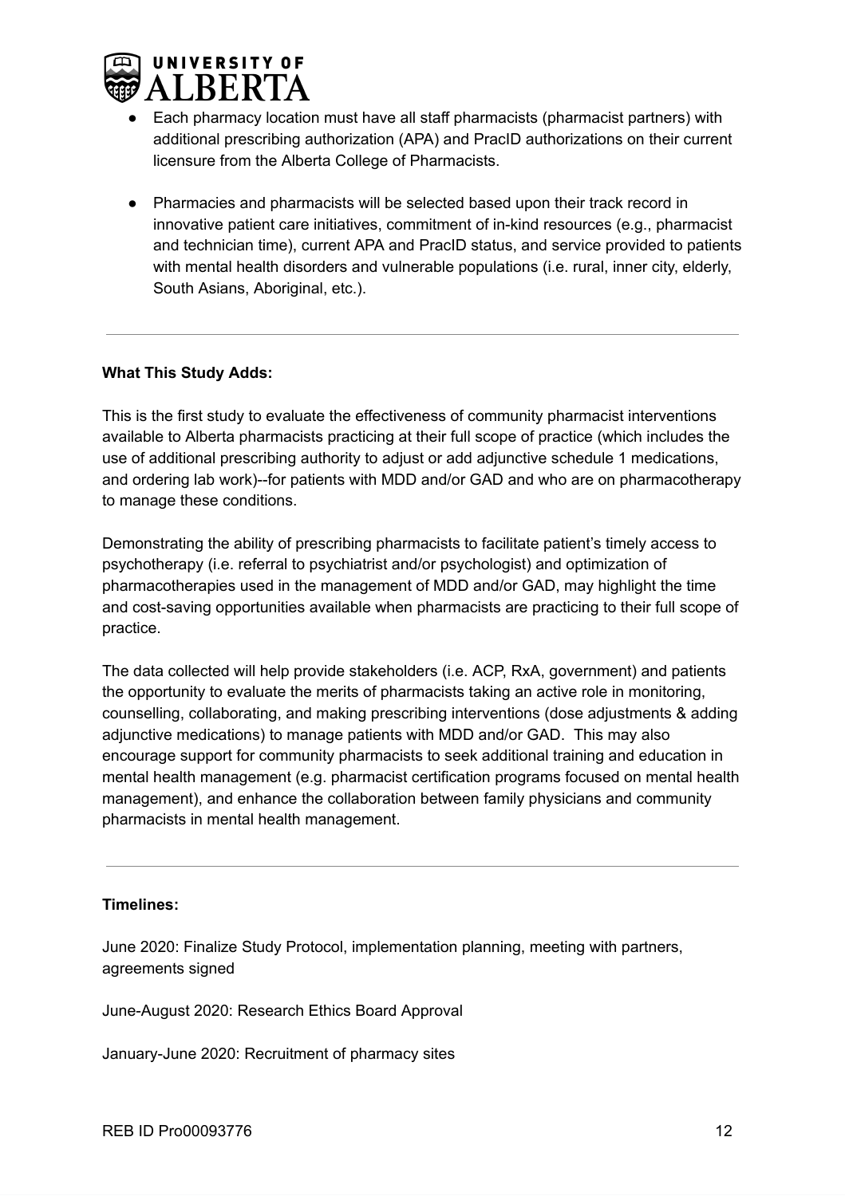- Each pharmacy location must have all staff pharmacists (pharmacist partners) with additional prescribing authorization (APA) and PracID authorizations on their current licensure from the Alberta College of Pharmacists.

- Pharmacies and pharmacists will be selected based upon their track record in innovative patient care initiatives, commitment of in-kind resources (e.g., pharmacist and technician time), current APA and PracID status, and service provided to patients with mental health disorders and vulnerable populations (i.e. rural, inner city, elderly, South Asians, Aboriginal, etc.).

---

**What This Study Adds:**

This is the first study to evaluate the effectiveness of community pharmacist interventions available to Alberta pharmacists practicing at their full scope of practice (which includes the use of additional prescribing authority to adjust or add adjunctive schedule 1 medications, and ordering lab work)--for patients with MDD and/or GAD and who are on pharmacotherapy to manage these conditions.

Demonstrating the ability of prescribing pharmacists to facilitate patient's timely access to psychotherapy (i.e. referral to psychiatrist and/or psychologist) and optimization of pharmacotherapies used in the management of MDD and/or GAD, may highlight the time and cost-saving opportunities available when pharmacists are practicing to their full scope of practice.

The data collected will help provide stakeholders (i.e. ACP, RxA, government) and patients the opportunity to evaluate the merits of pharmacists taking an active role in monitoring, counselling, collaborating, and making prescribing interventions (dose adjustments & adding adjunctive medications) to manage patients with MDD and/or GAD. This may also encourage support for community pharmacists to seek additional training and education in mental health management (e.g. pharmacist certification programs focused on mental health management), and enhance the collaboration between family physicians and community pharmacists in mental health management.

---

**Timelines:**

June 2020: Finalize Study Protocol, implementation planning, meeting with partners, agreements signed

June-August 2020: Research Ethics Board Approval

January-June 2020: Recruitment of pharmacy sites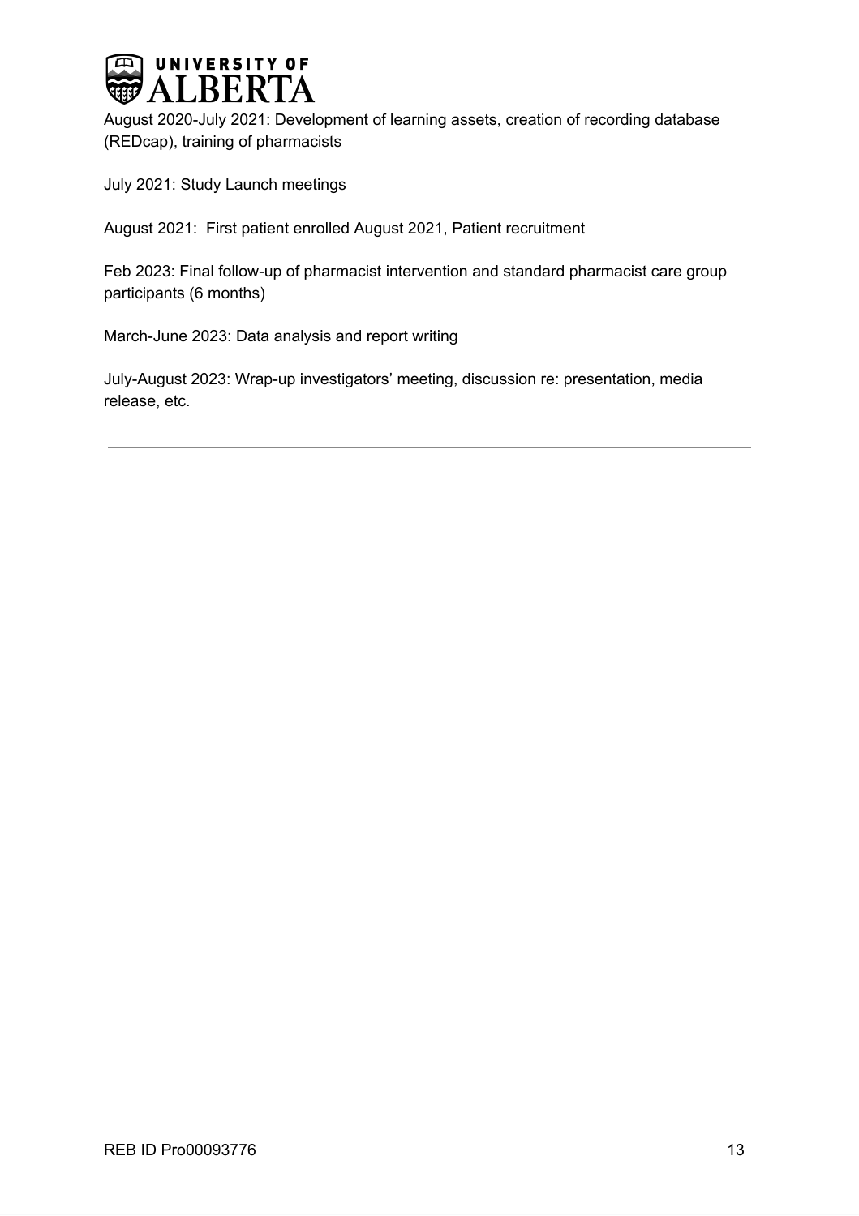August 2020-July 2021: Development of learning assets, creation of recording database (REDcap), training of pharmacists

July 2021: Study Launch meetings

August 2021: First patient enrolled August 2021, Patient recruitment

Feb 2023: Final follow-up of pharmacist intervention and standard pharmacist care group participants (6 months)

March-June 2023: Data analysis and report writing

July-August 2023: Wrap-up investigators' meeting, discussion re: presentation, media release, etc.

---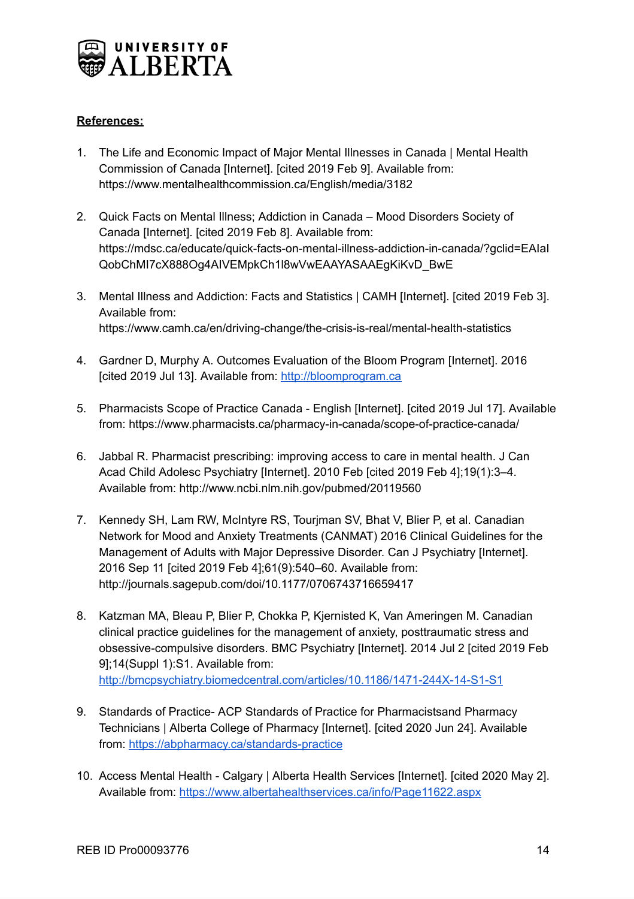**References:**

1. The Life and Economic Impact of Major Mental Illnesses in Canada | Mental Health Commission of Canada [Internet]. [cited 2019 Feb 9]. Available from: https://www.mentalhealthcommission.ca/English/media/3182

2. Quick Facts on Mental Illness; Addiction in Canada – Mood Disorders Society of Canada [Internet]. [cited 2019 Feb 8]. Available from: https://mdsc.ca/educate/quick-facts-on-mental-illness-addiction-in-canada/?gclid=EAIaIQobChMI7cX888Og4AIVEMpkCh1l8wVwEAAYASAAEgKiKvD_BwE

3. Mental Illness and Addiction: Facts and Statistics | CAMH [Internet]. [cited 2019 Feb 3]. Available from: https://www.camh.ca/en/driving-change/the-crisis-is-real/mental-health-statistics

4. Gardner D, Murphy A. Outcomes Evaluation of the Bloom Program [Internet]. 2016 [cited 2019 Jul 13]. Available from: http://bloomprogram.ca

5. Pharmacists Scope of Practice Canada - English [Internet]. [cited 2019 Jul 17]. Available from: https://www.pharmacists.ca/pharmacy-in-canada/scope-of-practice-canada/

6. Jabbal R. Pharmacist prescribing: improving access to care in mental health. J Can Acad Child Adolesc Psychiatry [Internet]. 2010 Feb [cited 2019 Feb 4];19(1):3–4. Available from: http://www.ncbi.nlm.nih.gov/pubmed/20119560

7. Kennedy SH, Lam RW, McIntyre RS, Tourjman SV, Bhat V, Blier P, et al. Canadian Network for Mood and Anxiety Treatments (CANMAT) 2016 Clinical Guidelines for the Management of Adults with Major Depressive Disorder. Can J Psychiatry [Internet]. 2016 Sep 11 [cited 2019 Feb 4];61(9):540–60. Available from: http://journals.sagepub.com/doi/10.1177/0706743716659417

8. Katzman MA, Bleau P, Blier P, Chokka P, Kjernisted K, Van Ameringen M. Canadian clinical practice guidelines for the management of anxiety, posttraumatic stress and obsessive-compulsive disorders. BMC Psychiatry [Internet]. 2014 Jul 2 [cited 2019 Feb 9];14(Suppl 1):S1. Available from: http://bmcpsychiatry.biomedcentral.com/articles/10.1186/1471-244X-14-S1-S1

9. Standards of Practice- ACP Standards of Practice for Pharmacistsand Pharmacy Technicians | Alberta College of Pharmacy [Internet]. [cited 2020 Jun 24]. Available from: https://abpharmacy.ca/standards-practice

10. Access Mental Health - Calgary | Alberta Health Services [Internet]. [cited 2020 May 2]. Available from: https://www.albertahealthservices.ca/info/Page11622.aspx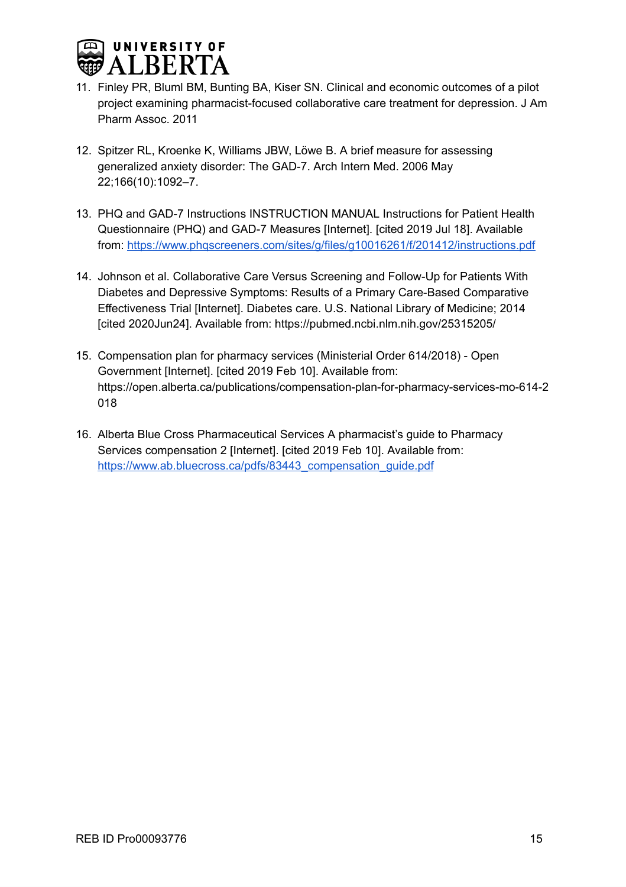11. Finley PR, Bluml BM, Bunting BA, Kiser SN. Clinical and economic outcomes of a pilot project examining pharmacist-focused collaborative care treatment for depression. J Am Pharm Assoc. 2011

12. Spitzer RL, Kroenke K, Williams JBW, Löwe B. A brief measure for assessing generalized anxiety disorder: The GAD-7. Arch Intern Med. 2006 May 22;166(10):1092–7.

13. PHQ and GAD-7 Instructions INSTRUCTION MANUAL Instructions for Patient Health Questionnaire (PHQ) and GAD-7 Measures [Internet]. [cited 2019 Jul 18]. Available from: https://www.phqscreeners.com/sites/g/files/g10016261/f/201412/instructions.pdf

14. Johnson et al. Collaborative Care Versus Screening and Follow-Up for Patients With Diabetes and Depressive Symptoms: Results of a Primary Care-Based Comparative Effectiveness Trial [Internet]. Diabetes care. U.S. National Library of Medicine; 2014 [cited 2020Jun24]. Available from: https://pubmed.ncbi.nlm.nih.gov/25315205/

15. Compensation plan for pharmacy services (Ministerial Order 614/2018) - Open Government [Internet]. [cited 2019 Feb 10]. Available from: https://open.alberta.ca/publications/compensation-plan-for-pharmacy-services-mo-614-2018

16. Alberta Blue Cross Pharmaceutical Services A pharmacist's guide to Pharmacy Services compensation 2 [Internet]. [cited 2019 Feb 10]. Available from: https://www.ab.bluecross.ca/pdfs/83443_compensation_guide.pdf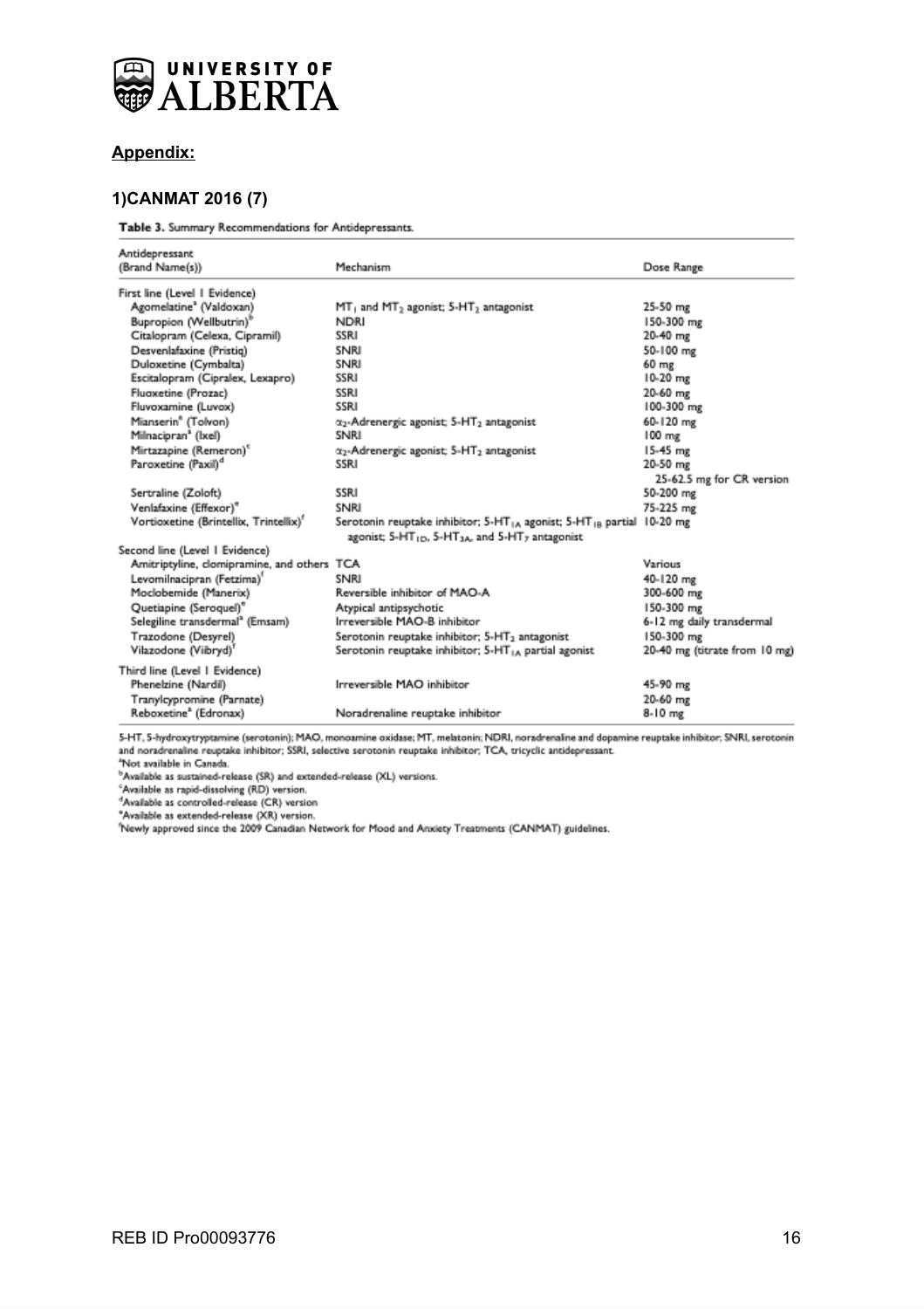## Appendix:

### 1)CANMAT 2016 (7)

Table 3. Summary Recommendations for Antidepressants.

| Antidepressant (Brand Name(s)) | Mechanism | Dose Range |
|---|---|---|
| First line (Level 1 Evidence) | | |
| Agomelatine[a] (Valdoxan) | $MT_1$ and $MT_2$ agonist; 5-$HT_2$ antagonist | 25-50 mg |
| Bupropion (Wellbutrin)[b] | NDRI | 150-300 mg |
| Citalopram (Celexa, Cipramil) | SSRI | 20-40 mg |
| Desvenlafaxine (Pristiq) | SNRI | 50-100 mg |
| Duloxetine (Cymbalta) | SNRI | 60 mg |
| Escitalopram (Cipralex, Lexapro) | SSRI | 10-20 mg |
| Fluoxetine (Prozac) | SSRI | 20-60 mg |
| Fluvoxamine (Luvox) | SSRI | 100-300 mg |
| Mianserin[a] (Tolvon) | $\alpha_2$-Adrenergic agonist; 5-$HT_2$ antagonist | 60-120 mg |
| Milnacipran[a] (Ixel) | SNRI | 100 mg |
| Mirtazapine (Remeron)[c] | $\alpha_2$-Adrenergic agonist; 5-$HT_2$ antagonist | 15-45 mg |
| Paroxetine (Paxil)[d] | SSRI | 20-50 mg<br>25-62.5 mg for CR version |
| Sertraline (Zoloft) | SSRI | 50-200 mg |
| Venlafaxine (Effexor)[e] | SNRI | 75-225 mg |
| Vortioxetine (Brintellix, Trintellix)[f] | Serotonin reuptake inhibitor; 5-$HT_{1A}$ agonist; 5-$HT_{1B}$ partial agonist; 5-$HT_{1D}$, 5-$HT_{3A}$, and 5-$HT_7$ antagonist | 10-20 mg |
| Second line (Level 1 Evidence) | | |
| Amitriptyline, clomipramine, and others | TCA | Various |
| Levomilnacipran (Fetzima)[f] | SNRI | 40-120 mg |
| Moclobemide (Manerix) | Reversible inhibitor of MAO-A | 300-600 mg |
| Quetiapine (Seroquel)[e] | Atypical antipsychotic | 150-300 mg |
| Selegiline transdermal[a] (Emsam) | Irreversible MAO-B inhibitor | 6-12 mg daily transdermal |
| Trazodone (Desyrel) | Serotonin reuptake inhibitor; 5-$HT_2$ antagonist | 150-300 mg |
| Vilazodone (Viibryd)[f] | Serotonin reuptake inhibitor; 5-$HT_{1A}$ partial agonist | 20-40 mg (titrate from 10 mg) |
| Third line (Level 1 Evidence) | | |
| Phenelzine (Nardil) | Irreversible MAO inhibitor | 45-90 mg |
| Tranylcypromine (Parnate) | | 20-60 mg |
| Reboxetine[a] (Edronax) | Noradrenaline reuptake inhibitor | 8-10 mg |

5-HT, 5-hydroxytryptamine (serotonin); MAO, monoamine oxidase; MT, melatonin; NDRI, noradrenaline and dopamine reuptake inhibitor; SNRI, serotonin and noradrenaline reuptake inhibitor; SSRI, selective serotonin reuptake inhibitor; TCA, tricyclic antidepressant.

[a]Not available in Canada.

[b]Available as sustained-release (SR) and extended-release (XL) versions.

[c]Available as rapid-dissolving (RD) version.

[d]Available as controlled-release (CR) version

[e]Available as extended-release (XR) version.

[f]Newly approved since the 2009 Canadian Network for Mood and Anxiety Treatments (CANMAT) guidelines.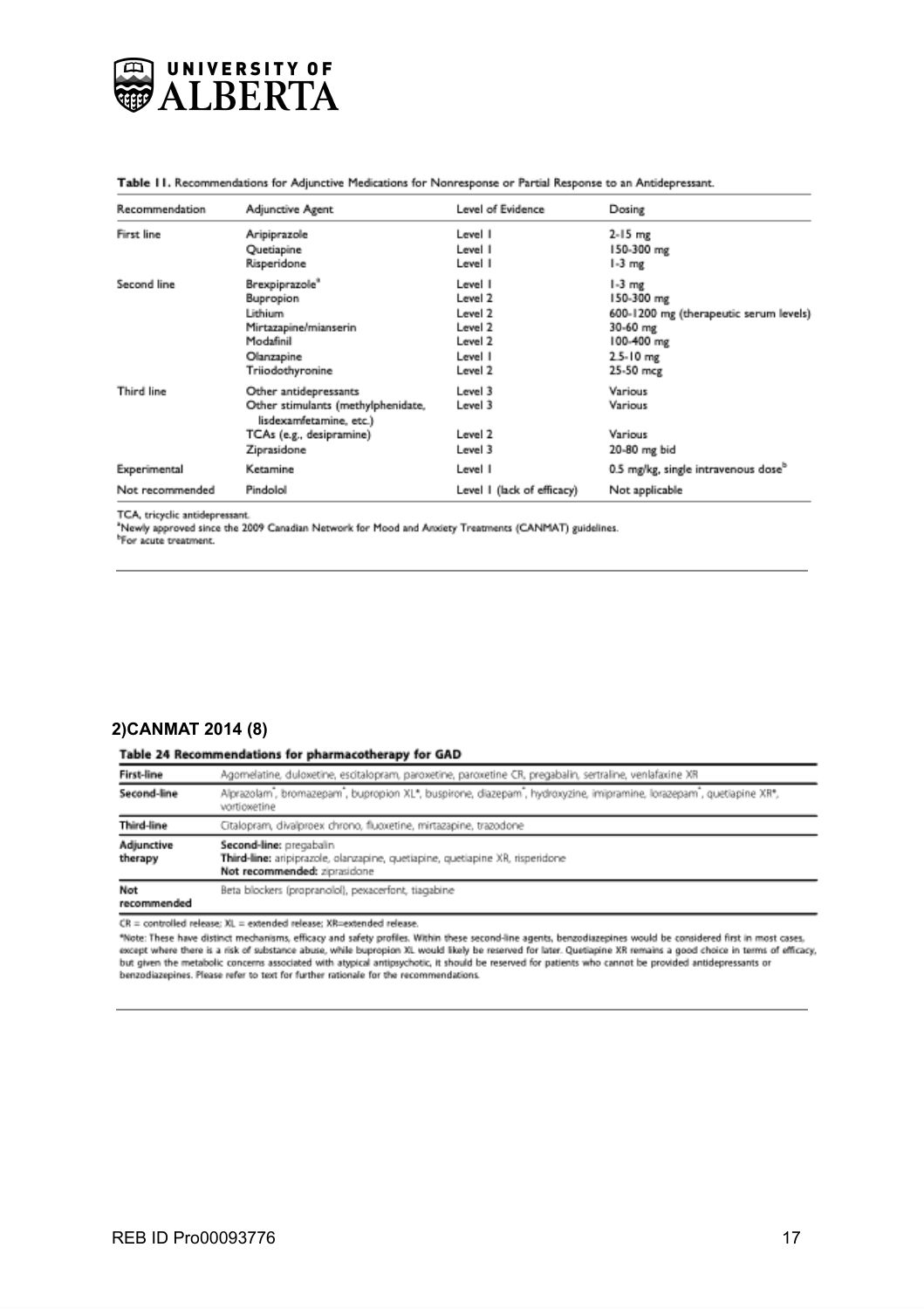Table 11. Recommendations for Adjunctive Medications for Nonresponse or Partial Response to an Antidepressant.

| Recommendation | Adjunctive Agent | Level of Evidence | Dosing |
|---|---|---|---|
| First line | Aripiprazole | Level 1 | 2-15 mg |
| | Quetiapine | Level 1 | 150-300 mg |
| | Risperidone | Level 1 | 1-3 mg |
| Second line | Brexpiprazole[a] | Level 1 | 1-3 mg |
| | Bupropion | Level 2 | 150-300 mg |
| | Lithium | Level 2 | 600-1200 mg (therapeutic serum levels) |
| | Mirtazapine/mianserin | Level 2 | 30-60 mg |
| | Modafinil | Level 2 | 100-400 mg |
| | Olanzapine | Level 1 | 2.5-10 mg |
| | Triiodothyronine | Level 2 | 25-50 mcg |
| Third line | Other antidepressants | Level 3 | Various |
| | Other stimulants (methylphenidate, lisdexamfetamine, etc.) | Level 3 | Various |
| | TCAs (e.g., desipramine) | Level 2 | Various |
| | Ziprasidone | Level 3 | 20-80 mg bid |
| Experimental | Ketamine | Level 1 | 0.5 mg/kg, single intravenous dose[b] |
| Not recommended | Pindolol | Level 1 (lack of efficacy) | Not applicable |

TCA, tricyclic antidepressant.
[a]Newly approved since the 2009 Canadian Network for Mood and Anxiety Treatments (CANMAT) guidelines.
[b]For acute treatment.

## 2)CANMAT 2014 (8)

Table 24 Recommendations for pharmacotherapy for GAD

| | |
|---|---|
| First-line | Agomelatine, duloxetine, escitalopram, paroxetine, paroxetine CR, pregabalin, sertraline, venlafaxine XR |
| Second-line | Alprazolam*, bromazepam*, bupropion XL*, buspirone, diazepam*, hydroxyzine, imipramine, lorazepam*, quetiapine XR*, vortioxetine |
| Third-line | Citalopram, divalproex chrono, fluoxetine, mirtazapine, trazodone |
| Adjunctive therapy | **Second-line:** pregabalin<br>**Third-line:** aripiprazole, olanzapine, quetiapine, quetiapine XR, risperidone<br>**Not recommended:** ziprasidone |
| Not recommended | Beta blockers (propranolol), pexacerfont, tiagabine |

CR = controlled release; XL = extended release; XR=extended release.

*Note: These have distinct mechanisms, efficacy and safety profiles. Within these second-line agents, benzodiazepines would be considered first in most cases, except where there is a risk of substance abuse, while bupropion XL would likely be reserved for later. Quetiapine XR remains a good choice in terms of efficacy, but given the metabolic concerns associated with atypical antipsychotic, it should be reserved for patients who cannot be provided antidepressants or benzodiazepines. Please refer to text for further rationale for the recommendations.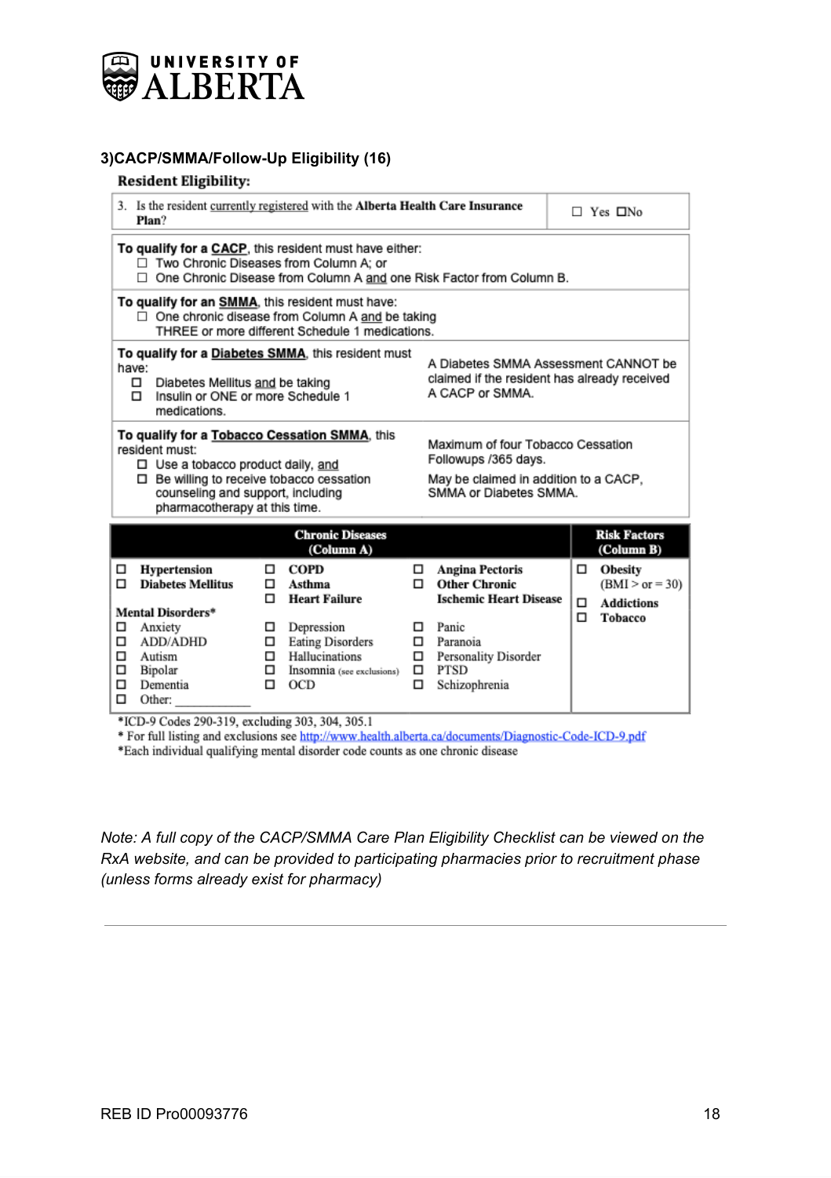### 3)CACP/SMMA/Follow-Up Eligibility (16)

**Resident Eligibility:**

| 3. Is the resident currently registered with the **Alberta Health Care Insurance Plan**? | ☐ Yes ☐No |
|---|---|

**To qualify for a CACP**, this resident must have either:
- ☐ Two Chronic Diseases from Column A; or
- ☐ One Chronic Disease from Column A and one Risk Factor from Column B.

**To qualify for an SMMA**, this resident must have:
- ☐ One chronic disease from Column A and be taking THREE or more different Schedule 1 medications.

**To qualify for a Diabetes SMMA**, this resident must have:
- ☐ Diabetes Mellitus and be taking
- ☐ Insulin or ONE or more Schedule 1 medications.

A Diabetes SMMA Assessment CANNOT be claimed if the resident has already received A CACP or SMMA.

**To qualify for a Tobacco Cessation SMMA**, this resident must:
- ☐ Use a tobacco product daily, and
- ☐ Be willing to receive tobacco cessation counseling and support, including pharmacotherapy at this time.

Maximum of four Tobacco Cessation Followups /365 days.

May be claimed in addition to a CACP, SMMA or Diabetes SMMA.

| Chronic Diseases (Column A) | | | Risk Factors (Column B) |
|---|---|---|---|
| ☐ **Hypertension** | ☐ **COPD** | ☐ **Angina Pectoris** | ☐ **Obesity** (BMI > or = 30) |
| ☐ **Diabetes Mellitus** | ☐ **Asthma** | ☐ **Other Chronic Ischemic Heart Disease** | ☐ **Addictions** |
| | ☐ **Heart Failure** | | ☐ **Tobacco** |
| **Mental Disorders*** | | | |
| ☐ Anxiety | ☐ Depression | ☐ Panic | |
| ☐ ADD/ADHD | ☐ Eating Disorders | ☐ Paranoia | |
| ☐ Autism | ☐ Hallucinations | ☐ Personality Disorder | |
| ☐ Bipolar | ☐ Insomnia (see exclusions) | ☐ PTSD | |
| ☐ Dementia | ☐ OCD | ☐ Schizophrenia | |
| ☐ Other: ___________ | | | |

*ICD-9 Codes 290-319, excluding 303, 304, 305.1
* For full listing and exclusions see http://www.health.alberta.ca/documents/Diagnostic-Code-ICD-9.pdf
*Each individual qualifying mental disorder code counts as one chronic disease

*Note: A full copy of the CACP/SMMA Care Plan Eligibility Checklist can be viewed on the RxA website, and can be provided to participating pharmacies prior to recruitment phase (unless forms already exist for pharmacy)*

REB ID Pro00093776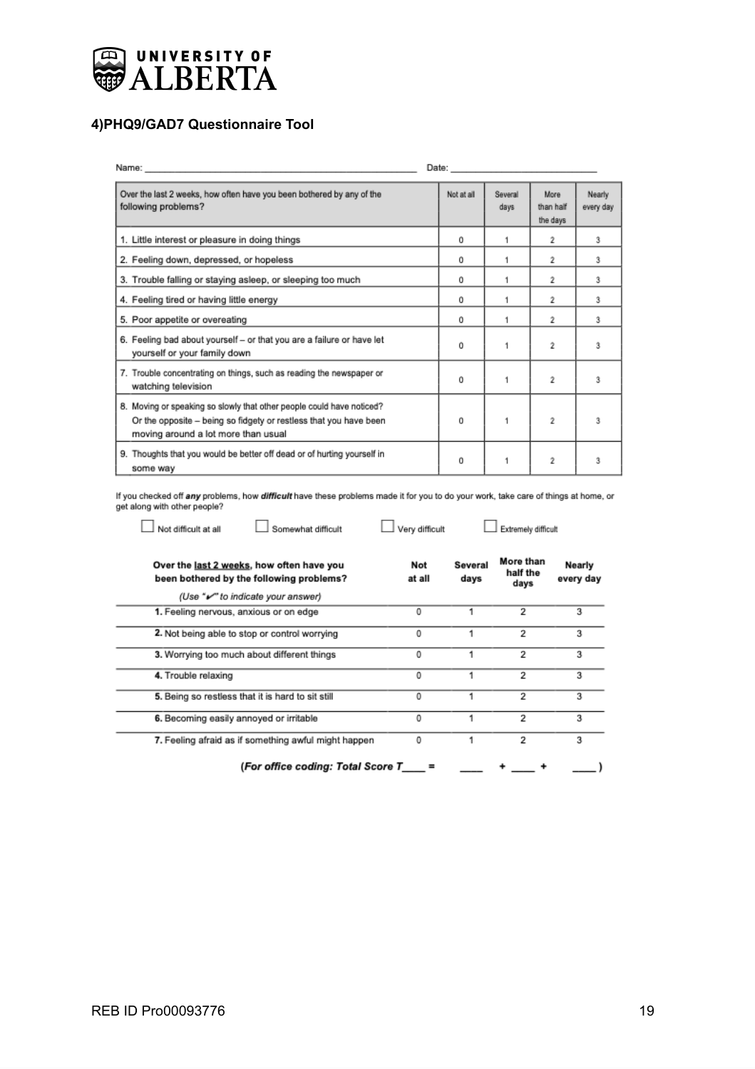# 4)PHQ9/GAD7 Questionnaire Tool

Name: \_\_\_\_\_\_\_\_\_\_\_\_\_\_\_\_\_\_\_\_\_\_\_\_\_\_\_\_\_\_\_\_\_\_\_\_\_\_\_\_ Date: \_\_\_\_\_\_\_\_\_\_\_\_\_\_\_\_\_\_\_\_\_\_\_\_

| Over the last 2 weeks, how often have you been bothered by any of the following problems? | Not at all | Several days | More than half the days | Nearly every day |
|---|---|---|---|---|
| 1. Little interest or pleasure in doing things | 0 | 1 | 2 | 3 |
| 2. Feeling down, depressed, or hopeless | 0 | 1 | 2 | 3 |
| 3. Trouble falling or staying asleep, or sleeping too much | 0 | 1 | 2 | 3 |
| 4. Feeling tired or having little energy | 0 | 1 | 2 | 3 |
| 5. Poor appetite or overeating | 0 | 1 | 2 | 3 |
| 6. Feeling bad about yourself – or that you are a failure or have let yourself or your family down | 0 | 1 | 2 | 3 |
| 7. Trouble concentrating on things, such as reading the newspaper or watching television | 0 | 1 | 2 | 3 |
| 8. Moving or speaking so slowly that other people could have noticed? Or the opposite – being so fidgety or restless that you have been moving around a lot more than usual | 0 | 1 | 2 | 3 |
| 9. Thoughts that you would be better off dead or of hurting yourself in some way | 0 | 1 | 2 | 3 |

If you checked off ***any*** problems, how ***difficult*** have these problems made it for you to do your work, take care of things at home, or get along with other people?

☐ Not difficult at all ☐ Somewhat difficult ☐ Very difficult ☐ Extremely difficult

| Over the last 2 weeks, how often have you been bothered by the following problems? *(Use "✔" to indicate your answer)* | Not at all | Several days | More than half the days | Nearly every day |
|---|---|---|---|---|
| 1. Feeling nervous, anxious or on edge | 0 | 1 | 2 | 3 |
| 2. Not being able to stop or control worrying | 0 | 1 | 2 | 3 |
| 3. Worrying too much about different things | 0 | 1 | 2 | 3 |
| 4. Trouble relaxing | 0 | 1 | 2 | 3 |
| 5. Being so restless that it is hard to sit still | 0 | 1 | 2 | 3 |
| 6. Becoming easily annoyed or irritable | 0 | 1 | 2 | 3 |
| 7. Feeling afraid as if something awful might happen | 0 | 1 | 2 | 3 |

***(For office coding: Total Score T\_\_\_\_ = \_\_\_\_ + \_\_\_\_ + \_\_\_\_ )***

REB ID Pro00093776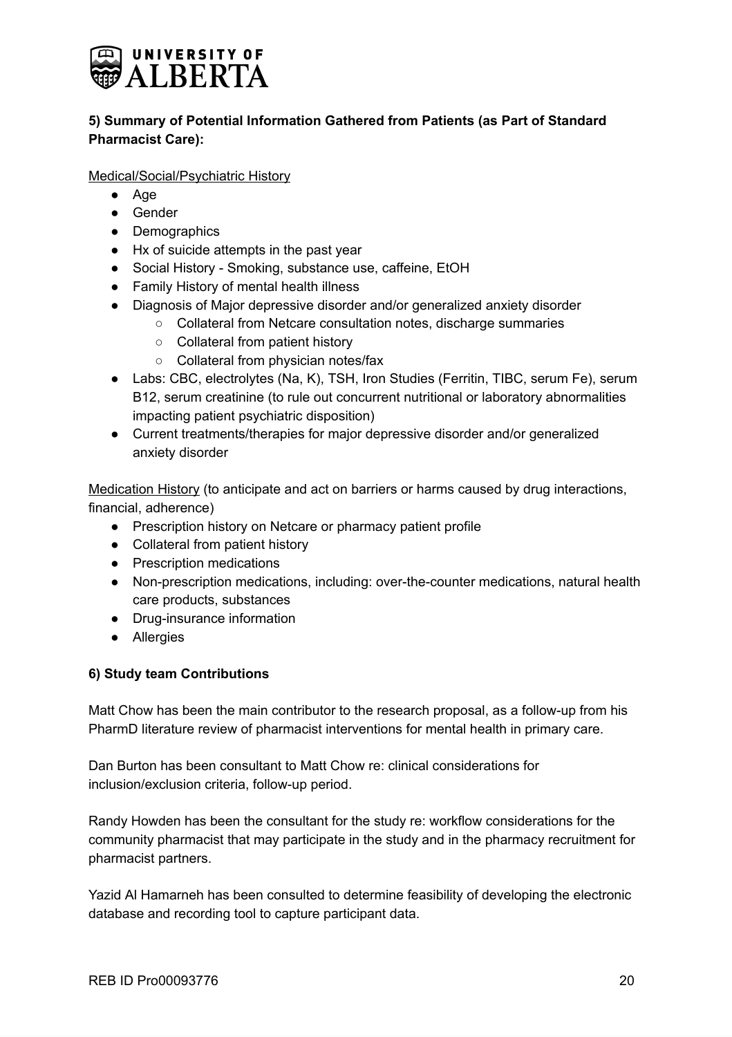### 5) Summary of Potential Information Gathered from Patients (as Part of Standard Pharmacist Care):

<u>Medical/Social/Psychiatric History</u>

- Age
- Gender
- Demographics
- Hx of suicide attempts in the past year
- Social History - Smoking, substance use, caffeine, EtOH
- Family History of mental health illness
- Diagnosis of Major depressive disorder and/or generalized anxiety disorder
    - Collateral from Netcare consultation notes, discharge summaries
    - Collateral from patient history
    - Collateral from physician notes/fax
- Labs: CBC, electrolytes (Na, K), TSH, Iron Studies (Ferritin, TIBC, serum Fe), serum B12, serum creatinine (to rule out concurrent nutritional or laboratory abnormalities impacting patient psychiatric disposition)
- Current treatments/therapies for major depressive disorder and/or generalized anxiety disorder

<u>Medication History</u> (to anticipate and act on barriers or harms caused by drug interactions, financial, adherence)

- Prescription history on Netcare or pharmacy patient profile
- Collateral from patient history
- Prescription medications
- Non-prescription medications, including: over-the-counter medications, natural health care products, substances
- Drug-insurance information
- Allergies

### 6) Study team Contributions

Matt Chow has been the main contributor to the research proposal, as a follow-up from his PharmD literature review of pharmacist interventions for mental health in primary care.

Dan Burton has been consultant to Matt Chow re: clinical considerations for inclusion/exclusion criteria, follow-up period.

Randy Howden has been the consultant for the study re: workflow considerations for the community pharmacist that may participate in the study and in the pharmacy recruitment for pharmacist partners.

Yazid Al Hamarneh has been consulted to determine feasibility of developing the electronic database and recording tool to capture participant data.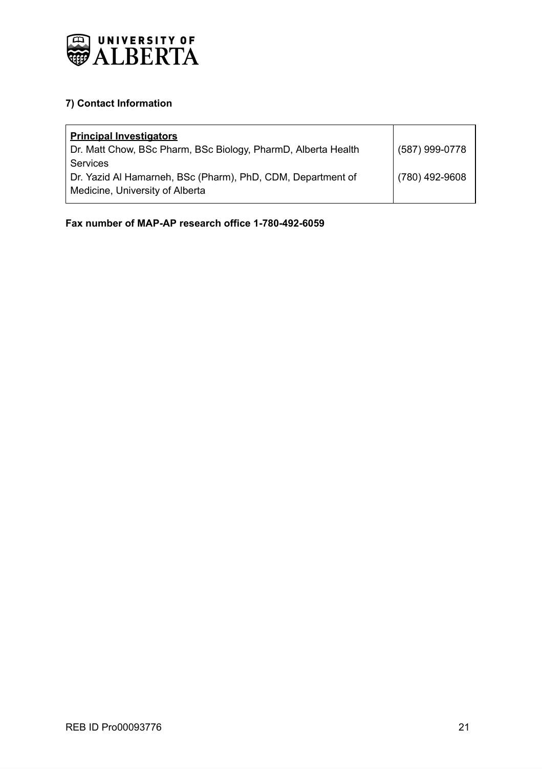**7) Contact Information**

| | |
|---|---|
| **Principal Investigators** | |
| Dr. Matt Chow, BSc Pharm, BSc Biology, PharmD, Alberta Health Services | (587) 999-0778 |
| Dr. Yazid Al Hamarneh, BSc (Pharm), PhD, CDM, Department of Medicine, University of Alberta | (780) 492-9608 |

**Fax number of MAP-AP research office 1-780-492-6059**

REB ID Pro00093776